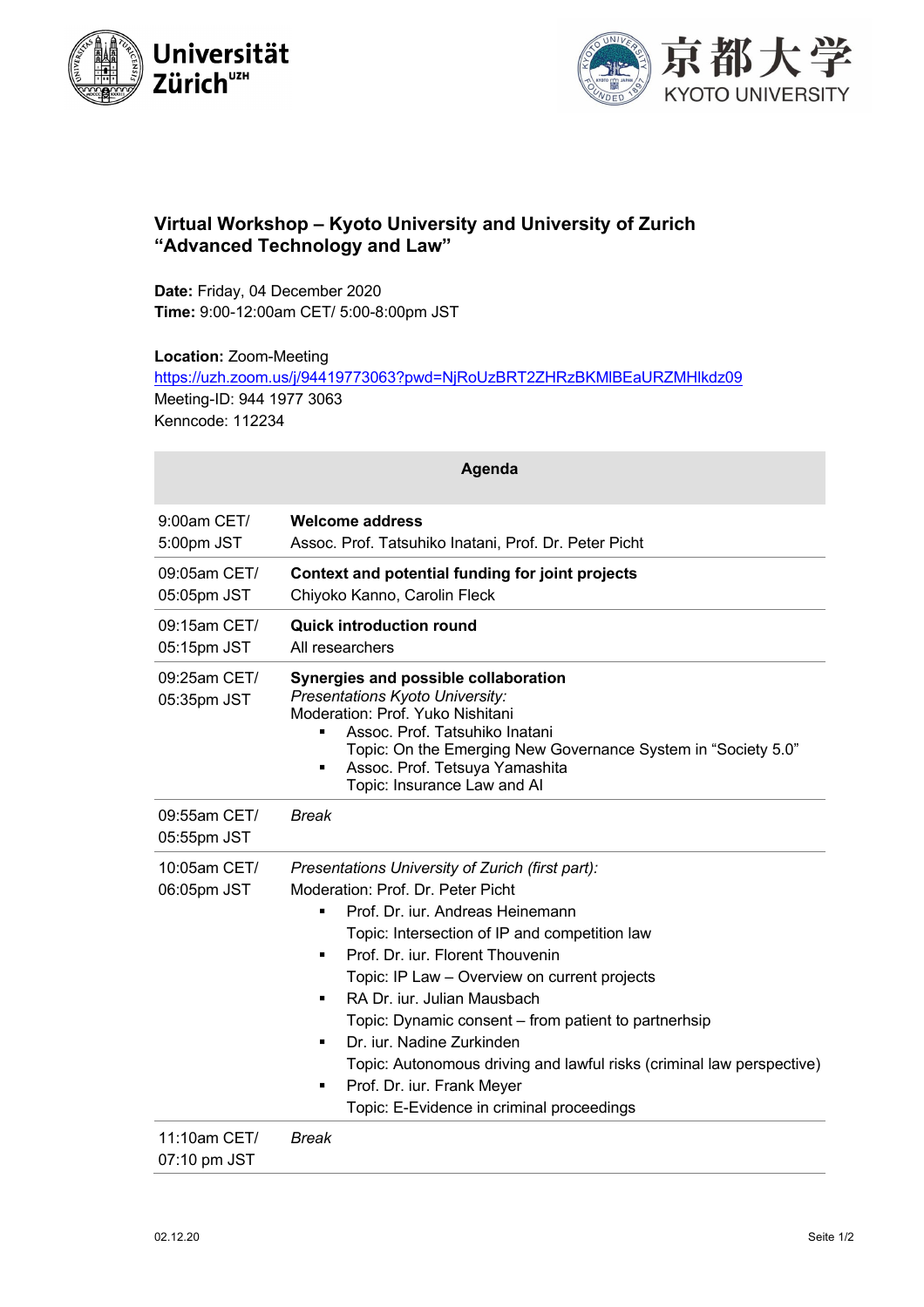# Virtual Workshop – Kyoto University and University of Zurich "Advanced Technology and Law"

**Date:** Friday, 04 December 2020
**Time:** 9:00-12:00am CET/ 5:00-8:00pm JST

**Location:** Zoom-Meeting
https://uzh.zoom.us/j/94419773063?pwd=NjRoUzBRT2ZHRzBKMlBEaURZMHlkdz09
Meeting-ID: 944 1977 3063
Kenncode: 112234

| Agenda | |
|---|---|
| 9:00am CET/ 5:00pm JST | **Welcome address**<br>Assoc. Prof. Tatsuhiko Inatani, Prof. Dr. Peter Picht |
| 09:05am CET/ 05:05pm JST | **Context and potential funding for joint projects**<br>Chiyoko Kanno, Carolin Fleck |
| 09:15am CET/ 05:15pm JST | **Quick introduction round**<br>All researchers |
| 09:25am CET/ 05:35pm JST | **Synergies and possible collaboration**<br>*Presentations Kyoto University:*<br>Moderation: Prof. Yuko Nishitani<br>▪ Assoc. Prof. Tatsuhiko Inatani<br>Topic: On the Emerging New Governance System in "Society 5.0"<br>▪ Assoc. Prof. Tetsuya Yamashita<br>Topic: Insurance Law and AI |
| 09:55am CET/ 05:55pm JST | *Break* |
| 10:05am CET/ 06:05pm JST | *Presentations University of Zurich (first part):*<br>Moderation: Prof. Dr. Peter Picht<br>▪ Prof. Dr. iur. Andreas Heinemann<br>Topic: Intersection of IP and competition law<br>▪ Prof. Dr. iur. Florent Thouvenin<br>Topic: IP Law – Overview on current projects<br>▪ RA Dr. iur. Julian Mausbach<br>Topic: Dynamic consent – from patient to partnerhsip<br>▪ Dr. iur. Nadine Zurkinden<br>Topic: Autonomous driving and lawful risks (criminal law perspective)<br>▪ Prof. Dr. iur. Frank Meyer<br>Topic: E-Evidence in criminal proceedings |
| 11:10am CET/ 07:10 pm JST | *Break* |

02.12.20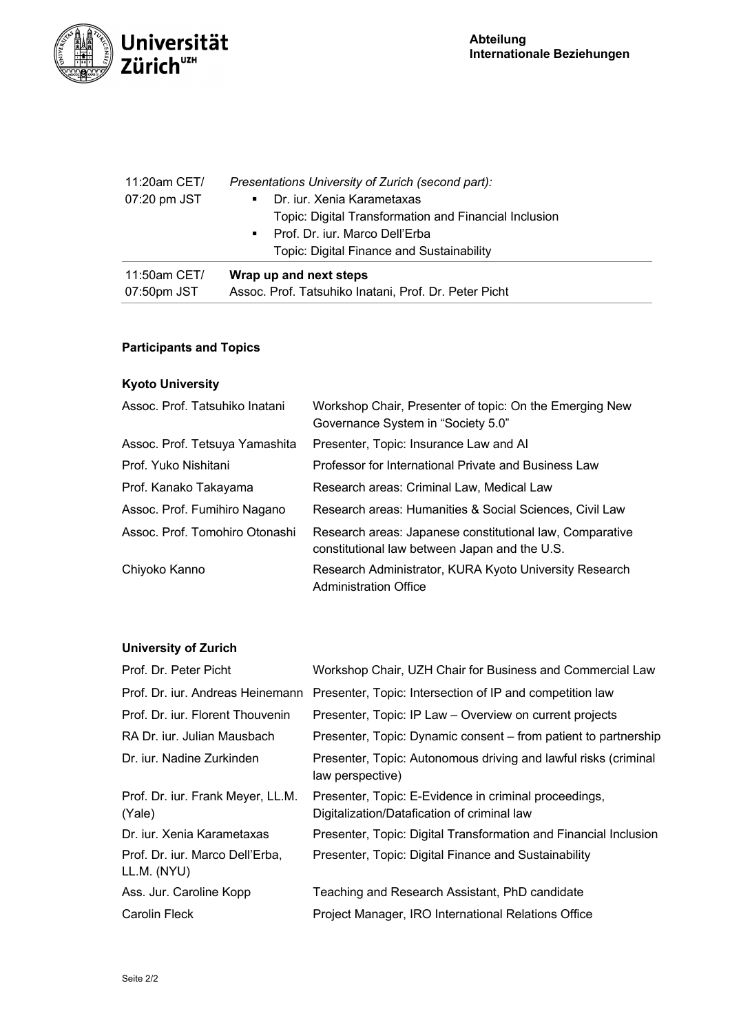| | |
|---|---|
| 11:20am CET/<br>07:20 pm JST | *Presentations University of Zurich (second part):*<br>▪ Dr. iur. Xenia Karametaxas<br>Topic: Digital Transformation and Financial Inclusion<br>▪ Prof. Dr. iur. Marco Dell'Erba<br>Topic: Digital Finance and Sustainability |
| 11:50am CET/<br>07:50pm JST | **Wrap up and next steps**<br>Assoc. Prof. Tatsuhiko Inatani, Prof. Dr. Peter Picht |

**Participants and Topics**

**Kyoto University**

| | |
|---|---|
| Assoc. Prof. Tatsuhiko Inatani | Workshop Chair, Presenter of topic: On the Emerging New Governance System in "Society 5.0" |
| Assoc. Prof. Tetsuya Yamashita | Presenter, Topic: Insurance Law and AI |
| Prof. Yuko Nishitani | Professor for International Private and Business Law |
| Prof. Kanako Takayama | Research areas: Criminal Law, Medical Law |
| Assoc. Prof. Fumihiro Nagano | Research areas: Humanities & Social Sciences, Civil Law |
| Assoc. Prof. Tomohiro Otonashi | Research areas: Japanese constitutional law, Comparative constitutional law between Japan and the U.S. |
| Chiyoko Kanno | Research Administrator, KURA Kyoto University Research Administration Office |

**University of Zurich**

| | |
|---|---|
| Prof. Dr. Peter Picht | Workshop Chair, UZH Chair for Business and Commercial Law |
| Prof. Dr. iur. Andreas Heinemann | Presenter, Topic: Intersection of IP and competition law |
| Prof. Dr. iur. Florent Thouvenin | Presenter, Topic: IP Law – Overview on current projects |
| RA Dr. iur. Julian Mausbach | Presenter, Topic: Dynamic consent – from patient to partnership |
| Dr. iur. Nadine Zurkinden | Presenter, Topic: Autonomous driving and lawful risks (criminal law perspective) |
| Prof. Dr. iur. Frank Meyer, LL.M. (Yale) | Presenter, Topic: E-Evidence in criminal proceedings, Digitalization/Datafication of criminal law |
| Dr. iur. Xenia Karametaxas | Presenter, Topic: Digital Transformation and Financial Inclusion |
| Prof. Dr. iur. Marco Dell'Erba, LL.M. (NYU) | Presenter, Topic: Digital Finance and Sustainability |
| Ass. Jur. Caroline Kopp | Teaching and Research Assistant, PhD candidate |
| Carolin Fleck | Project Manager, IRO International Relations Office |